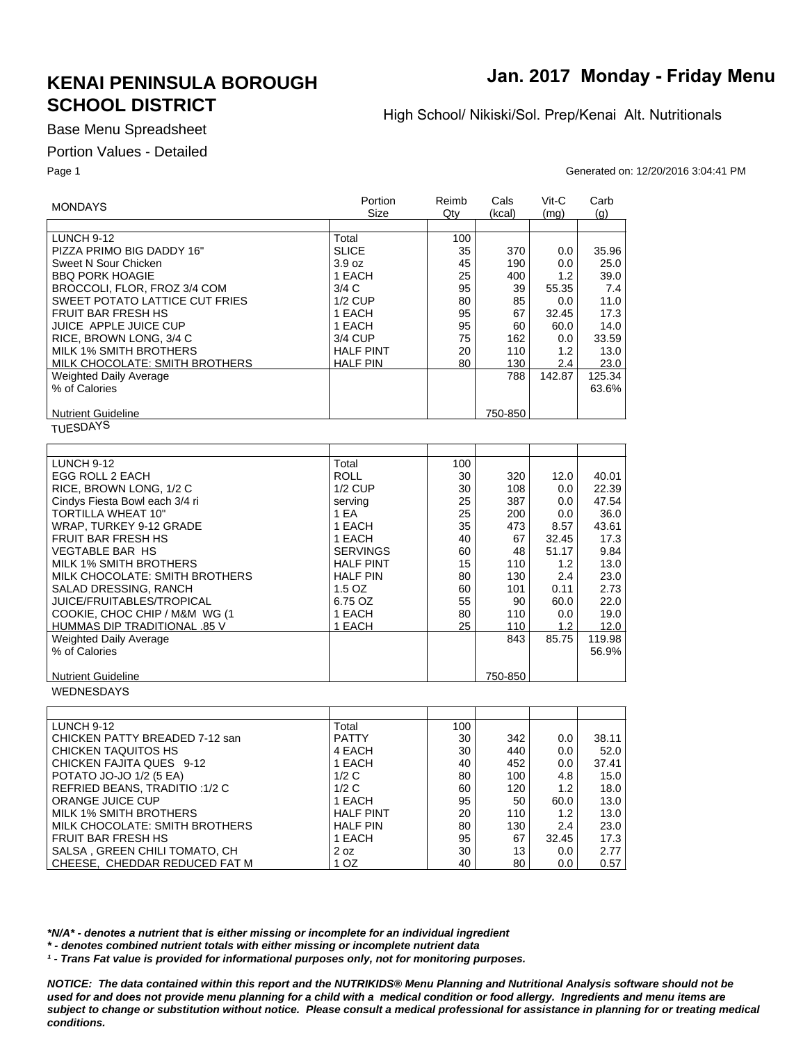# KENAI PENINSULA BOROUGH SCHOOL DISTRICT

## Jan. 2017 Monday - Friday Menu

High School/ Nikiski/Sol. Prep/Kenai Alt. Nutritionals

Base Menu Spreadsheet

Portion Values - Detailed

Generated on: 12/20/2016 3:04:41 PM

| MONDAYS | Portion Size | Reimb Qty | Cals (kcal) | Vit-C (mg) | Carb (g) |
|---|---|---|---|---|---|
| LUNCH 9-12 | Total | 100 | | | |
| PIZZA PRIMO BIG DADDY 16" | SLICE | 35 | 370 | 0.0 | 35.96 |
| Sweet N Sour Chicken | 3.9 oz | 45 | 190 | 0.0 | 25.0 |
| BBQ PORK HOAGIE | 1 EACH | 25 | 400 | 1.2 | 39.0 |
| BROCCOLI, FLOR, FROZ 3/4 COM | 3/4 C | 95 | 39 | 55.35 | 7.4 |
| SWEET POTATO LATTICE CUT FRIES | 1/2 CUP | 80 | 85 | 0.0 | 11.0 |
| FRUIT BAR FRESH HS | 1 EACH | 95 | 67 | 32.45 | 17.3 |
| JUICE APPLE JUICE CUP | 1 EACH | 95 | 60 | 60.0 | 14.0 |
| RICE, BROWN LONG, 3/4 C | 3/4 CUP | 75 | 162 | 0.0 | 33.59 |
| MILK 1% SMITH BROTHERS | HALF PINT | 20 | 110 | 1.2 | 13.0 |
| MILK CHOCOLATE: SMITH BROTHERS | HALF PIN | 80 | 130 | 2.4 | 23.0 |
| Weighted Daily Average | | | 788 | 142.87 | 125.34 |
| % of Calories | | | | | 63.6% |
| Nutrient Guideline | | | 750-850 | | |

| TUESDAYS | Portion Size | Reimb Qty | Cals (kcal) | Vit-C (mg) | Carb (g) |
|---|---|---|---|---|---|
| LUNCH 9-12 | Total | 100 | | | |
| EGG ROLL 2 EACH | ROLL | 30 | 320 | 12.0 | 40.01 |
| RICE, BROWN LONG, 1/2 C | 1/2 CUP | 30 | 108 | 0.0 | 22.39 |
| Cindys Fiesta Bowl each 3/4 ri | serving | 25 | 387 | 0.0 | 47.54 |
| TORTILLA WHEAT 10" | 1 EA | 25 | 200 | 0.0 | 36.0 |
| WRAP, TURKEY 9-12 GRADE | 1 EACH | 35 | 473 | 8.57 | 43.61 |
| FRUIT BAR FRESH HS | 1 EACH | 40 | 67 | 32.45 | 17.3 |
| VEGTABLE BAR HS | SERVINGS | 60 | 48 | 51.17 | 9.84 |
| MILK 1% SMITH BROTHERS | HALF PINT | 15 | 110 | 1.2 | 13.0 |
| MILK CHOCOLATE: SMITH BROTHERS | HALF PIN | 80 | 130 | 2.4 | 23.0 |
| SALAD DRESSING, RANCH | 1.5 OZ | 60 | 101 | 0.11 | 2.73 |
| JUICE/FRUITABLES/TROPICAL | 6.75 OZ | 55 | 90 | 60.0 | 22.0 |
| COOKIE, CHOC CHIP / M&M WG (1 | 1 EACH | 80 | 110 | 0.0 | 19.0 |
| HUMMAS DIP TRADITIONAL .85 V | 1 EACH | 25 | 110 | 1.2 | 12.0 |
| Weighted Daily Average | | | 843 | 85.75 | 119.98 |
| % of Calories | | | | | 56.9% |
| Nutrient Guideline | | | 750-850 | | |

| WEDNESDAYS | Portion Size | Reimb Qty | Cals (kcal) | Vit-C (mg) | Carb (g) |
|---|---|---|---|---|---|
| LUNCH 9-12 | Total | 100 | | | |
| CHICKEN PATTY BREADED 7-12 san | PATTY | 30 | 342 | 0.0 | 38.11 |
| CHICKEN TAQUITOS HS | 4 EACH | 30 | 440 | 0.0 | 52.0 |
| CHICKEN FAJITA QUES 9-12 | 1 EACH | 40 | 452 | 0.0 | 37.41 |
| POTATO JO-JO 1/2 (5 EA) | 1/2 C | 80 | 100 | 4.8 | 15.0 |
| REFRIED BEANS, TRADITIO :1/2 C | 1/2 C | 60 | 120 | 1.2 | 18.0 |
| ORANGE JUICE CUP | 1 EACH | 95 | 50 | 60.0 | 13.0 |
| MILK 1% SMITH BROTHERS | HALF PINT | 20 | 110 | 1.2 | 13.0 |
| MILK CHOCOLATE: SMITH BROTHERS | HALF PIN | 80 | 130 | 2.4 | 23.0 |
| FRUIT BAR FRESH HS | 1 EACH | 95 | 67 | 32.45 | 17.3 |
| SALSA , GREEN CHILI TOMATO, CH | 2 oz | 30 | 13 | 0.0 | 2.77 |
| CHEESE, CHEDDAR REDUCED FAT M | 1 OZ | 40 | 80 | 0.0 | 0.57 |

***N/A* - denotes a nutrient that is either missing or incomplete for an individual ingredient**

***\* - denotes combined nutrient totals with either missing or incomplete nutrient data***

***¹ - Trans Fat value is provided for informational purposes only, not for monitoring purposes.***

***NOTICE: The data contained within this report and the NUTRIKIDS® Menu Planning and Nutritional Analysis software should not be used for and does not provide menu planning for a child with a medical condition or food allergy. Ingredients and menu items are subject to change or substitution without notice. Please consult a medical professional for assistance in planning for or treating medical conditions.***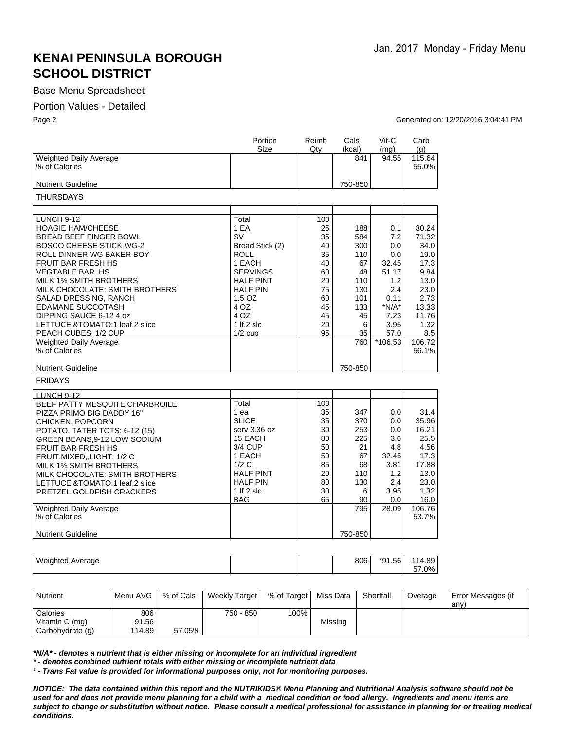# KENAI PENINSULA BOROUGH SCHOOL DISTRICT

Jan. 2017 Monday - Friday Menu

Base Menu Spreadsheet

Portion Values - Detailed

Generated on: 12/20/2016 3:04:41 PM

| | Portion Size | Reimb Qty | Cals (kcal) | Vit-C (mg) | Carb (g) |
|---|---|---|---|---|---|
| Weighted Daily Average | | | 841 | 94.55 | 115.64 |
| % of Calories | | | | | 55.0% |
| Nutrient Guideline | | | 750-850 | | |

THURSDAYS

| | Portion Size | Reimb Qty | Cals (kcal) | Vit-C (mg) | Carb (g) |
|---|---|---|---|---|---|
| LUNCH 9-12 | Total | 100 | | | |
| HOAGIE HAM/CHEESE | 1 EA | 25 | 188 | 0.1 | 30.24 |
| BREAD BEEF FINGER BOWL | SV | 35 | 584 | 7.2 | 71.32 |
| BOSCO CHEESE STICK WG-2 | Bread Stick (2) | 40 | 300 | 0.0 | 34.0 |
| ROLL DINNER WG BAKER BOY | ROLL | 35 | 110 | 0.0 | 19.0 |
| FRUIT BAR FRESH HS | 1 EACH | 40 | 67 | 32.45 | 17.3 |
| VEGTABLE BAR HS | SERVINGS | 60 | 48 | 51.17 | 9.84 |
| MILK 1% SMITH BROTHERS | HALF PINT | 20 | 110 | 1.2 | 13.0 |
| MILK CHOCOLATE: SMITH BROTHERS | HALF PIN | 75 | 130 | 2.4 | 23.0 |
| SALAD DRESSING, RANCH | 1.5 OZ | 60 | 101 | 0.11 | 2.73 |
| EDAMANE SUCCOTASH | 4 OZ | 45 | 133 | *N/A* | 13.33 |
| DIPPING SAUCE 6-12 4 oz | 4 OZ | 45 | 45 | 7.23 | 11.76 |
| LETTUCE &TOMATO:1 leaf,2 slice | 1 lf,2 slc | 20 | 6 | 3.95 | 1.32 |
| PEACH CUBES 1/2 CUP | 1/2 cup | 95 | 35 | 57.0 | 8.5 |
| Weighted Daily Average | | | 760 | *106.53 | 106.72 |
| % of Calories | | | | | 56.1% |
| Nutrient Guideline | | | 750-850 | | |

FRIDAYS

| | Portion Size | Reimb Qty | Cals (kcal) | Vit-C (mg) | Carb (g) |
|---|---|---|---|---|---|
| LUNCH 9-12 | | | | | |
| BEEF PATTY MESQUITE CHARBROILE | Total | 100 | | | |
| PIZZA PRIMO BIG DADDY 16" | 1 ea | 35 | 347 | 0.0 | 31.4 |
| CHICKEN, POPCORN | SLICE | 35 | 370 | 0.0 | 35.96 |
| POTATO, TATER TOTS: 6-12 (15) | serv 3.36 oz | 30 | 253 | 0.0 | 16.21 |
| GREEN BEANS,9-12 LOW SODIUM | 15 EACH | 80 | 225 | 3.6 | 25.5 |
| FRUIT BAR FRESH HS | 3/4 CUP | 50 | 21 | 4.8 | 4.56 |
| FRUIT,MIXED,,LIGHT: 1/2 C | 1 EACH | 50 | 67 | 32.45 | 17.3 |
| MILK 1% SMITH BROTHERS | 1/2 C | 85 | 68 | 3.81 | 17.88 |
| MILK CHOCOLATE: SMITH BROTHERS | HALF PINT | 20 | 110 | 1.2 | 13.0 |
| LETTUCE &TOMATO:1 leaf,2 slice | HALF PIN | 80 | 130 | 2.4 | 23.0 |
| PRETZEL GOLDFISH CRACKERS | 1 lf,2 slc | 30 | 6 | 3.95 | 1.32 |
| | BAG | 65 | 90 | 0.0 | 16.0 |
| Weighted Daily Average | | | 795 | 28.09 | 106.76 |
| % of Calories | | | | | 53.7% |
| Nutrient Guideline | | | 750-850 | | |

| | | | | | |
|---|---|---|---|---|---|
| Weighted Average | | | 806 | *91.56 | 114.89 57.0% |

| Nutrient | Menu AVG | % of Cals | Weekly Target | % of Target | Miss Data | Shortfall | Overage | Error Messages (if any) |
|---|---|---|---|---|---|---|---|---|
| Calories | 806 | | 750 - 850 | 100% | | | | |
| Vitamin C (mg) | 91.56 | | | | Missing | | | |
| Carbohydrate (g) | 114.89 | 57.05% | | | | | | |

***N/A* - denotes a nutrient that is either missing or incomplete for an individual ingredient**

*** - denotes combined nutrient totals with either missing or incomplete nutrient data**

***¹ - Trans Fat value is provided for informational purposes only, not for monitoring purposes.***

***NOTICE: The data contained within this report and the NUTRIKIDS® Menu Planning and Nutritional Analysis software should not be used for and does not provide menu planning for a child with a medical condition or food allergy. Ingredients and menu items are subject to change or substitution without notice. Please consult a medical professional for assistance in planning for or treating medical conditions.***